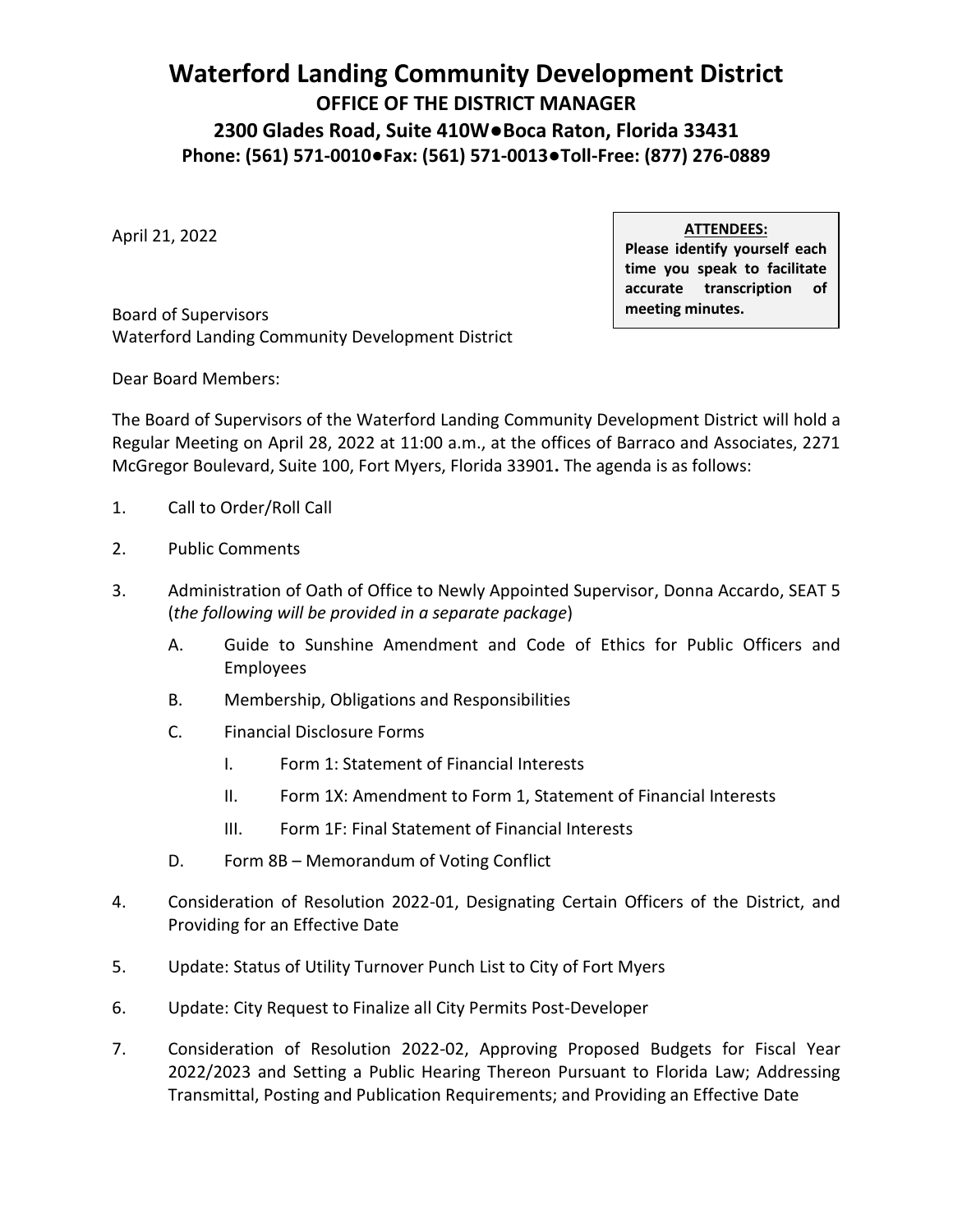# Waterford Landing Community Development District

## OFFICE OF THE DISTRICT MANAGER

## 2300 Glades Road, Suite 410W●Boca Raton, Florida 33431

## Phone: (561) 571-0010●Fax: (561) 571-0013●Toll-Free: (877) 276-0889

April 21, 2022

> **ATTENDEES:**
> **Please identify yourself each time you speak to facilitate accurate transcription of meeting minutes.**

Board of Supervisors
Waterford Landing Community Development District

Dear Board Members:

The Board of Supervisors of the Waterford Landing Community Development District will hold a Regular Meeting on April 28, 2022 at 11:00 a.m., at the offices of Barraco and Associates, 2271 McGregor Boulevard, Suite 100, Fort Myers, Florida 33901**.** The agenda is as follows:

1. Call to Order/Roll Call

2. Public Comments

3. Administration of Oath of Office to Newly Appointed Supervisor, Donna Accardo, SEAT 5 (*the following will be provided in a separate package*)

   A. Guide to Sunshine Amendment and Code of Ethics for Public Officers and Employees

   B. Membership, Obligations and Responsibilities

   C. Financial Disclosure Forms

      I. Form 1: Statement of Financial Interests

      II. Form 1X: Amendment to Form 1, Statement of Financial Interests

      III. Form 1F: Final Statement of Financial Interests

   D. Form 8B – Memorandum of Voting Conflict

4. Consideration of Resolution 2022-01, Designating Certain Officers of the District, and Providing for an Effective Date

5. Update: Status of Utility Turnover Punch List to City of Fort Myers

6. Update: City Request to Finalize all City Permits Post-Developer

7. Consideration of Resolution 2022-02, Approving Proposed Budgets for Fiscal Year 2022/2023 and Setting a Public Hearing Thereon Pursuant to Florida Law; Addressing Transmittal, Posting and Publication Requirements; and Providing an Effective Date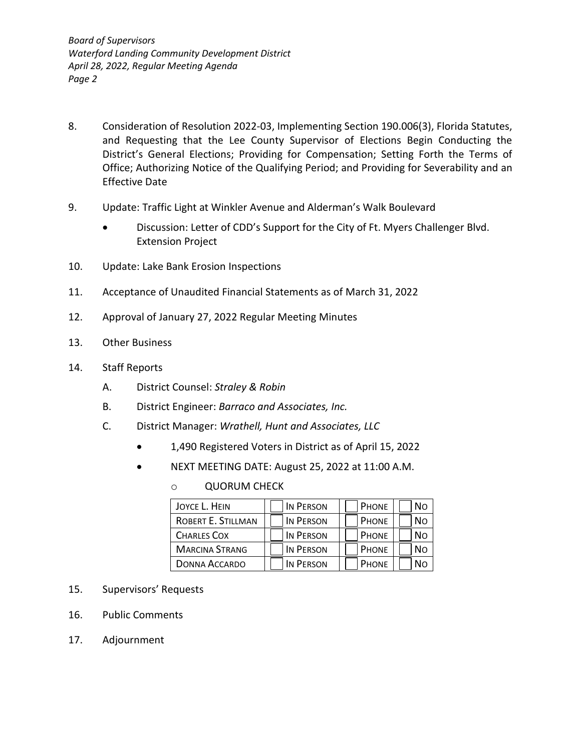8. Consideration of Resolution 2022-03, Implementing Section 190.006(3), Florida Statutes, and Requesting that the Lee County Supervisor of Elections Begin Conducting the District's General Elections; Providing for Compensation; Setting Forth the Terms of Office; Authorizing Notice of the Qualifying Period; and Providing for Severability and an Effective Date

9. Update: Traffic Light at Winkler Avenue and Alderman's Walk Boulevard

   - Discussion: Letter of CDD's Support for the City of Ft. Myers Challenger Blvd. Extension Project

10. Update: Lake Bank Erosion Inspections

11. Acceptance of Unaudited Financial Statements as of March 31, 2022

12. Approval of January 27, 2022 Regular Meeting Minutes

13. Other Business

14. Staff Reports

    A. District Counsel: *Straley & Robin*

    B. District Engineer: *Barraco and Associates, Inc.*

    C. District Manager: *Wrathell, Hunt and Associates, LLC*

       - 1,490 Registered Voters in District as of April 15, 2022
       - NEXT MEETING DATE: August 25, 2022 at 11:00 A.M.
         - QUORUM CHECK

| | | | |
|---|---|---|---|
| JOYCE L. HEIN | ☐ IN PERSON | ☐ PHONE | ☐ NO |
| ROBERT E. STILLMAN | ☐ IN PERSON | ☐ PHONE | ☐ NO |
| CHARLES COX | ☐ IN PERSON | ☐ PHONE | ☐ NO |
| MARCINA STRANG | ☐ IN PERSON | ☐ PHONE | ☐ NO |
| DONNA ACCARDO | ☐ IN PERSON | ☐ PHONE | ☐ NO |

15. Supervisors' Requests

16. Public Comments

17. Adjournment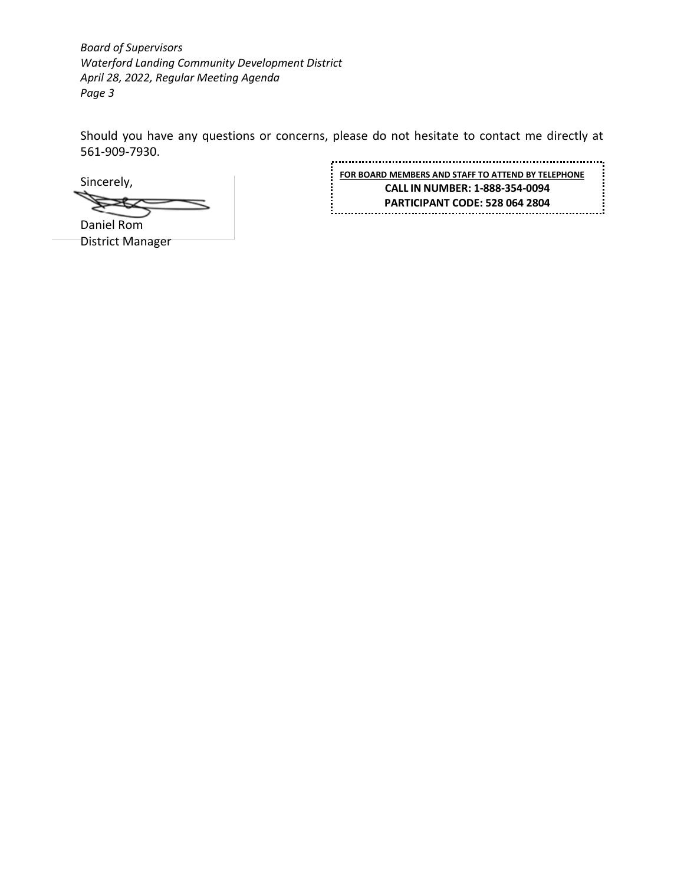Should you have any questions or concerns, please do not hesitate to contact me directly at 561-909-7930.

Sincerely,

Daniel Rom
District Manager

**FOR BOARD MEMBERS AND STAFF TO ATTEND BY TELEPHONE**
**CALL IN NUMBER: 1-888-354-0094**
**PARTICIPANT CODE: 528 064 2804**